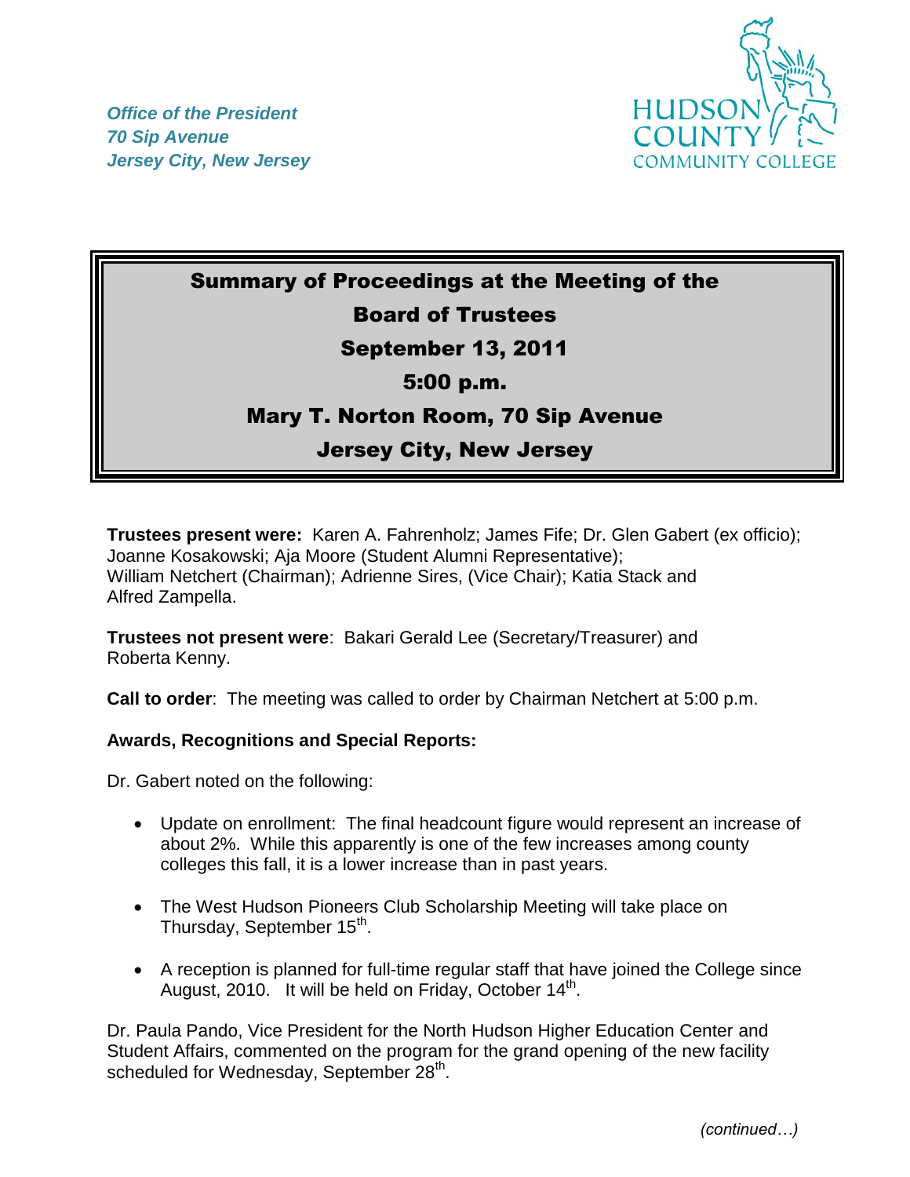*Office of the President*
*70 Sip Avenue*
*Jersey City, New Jersey*

HUDSON COUNTY COMMUNITY COLLEGE

# Summary of Proceedings at the Meeting of the Board of Trustees

## September 13, 2011

## 5:00 p.m.

## Mary T. Norton Room, 70 Sip Avenue

## Jersey City, New Jersey

**Trustees present were:** Karen A. Fahrenholz; James Fife; Dr. Glen Gabert (ex officio); Joanne Kosakowski; Aja Moore (Student Alumni Representative); William Netchert (Chairman); Adrienne Sires, (Vice Chair); Katia Stack and Alfred Zampella.

**Trustees not present were**: Bakari Gerald Lee (Secretary/Treasurer) and Roberta Kenny.

**Call to order**: The meeting was called to order by Chairman Netchert at 5:00 p.m.

**Awards, Recognitions and Special Reports:**

Dr. Gabert noted on the following:

- Update on enrollment: The final headcount figure would represent an increase of about 2%. While this apparently is one of the few increases among county colleges this fall, it is a lower increase than in past years.
- The West Hudson Pioneers Club Scholarship Meeting will take place on Thursday, September 15th.
- A reception is planned for full-time regular staff that have joined the College since August, 2010. It will be held on Friday, October 14th.

Dr. Paula Pando, Vice President for the North Hudson Higher Education Center and Student Affairs, commented on the program for the grand opening of the new facility scheduled for Wednesday, September 28th.

*(continued…)*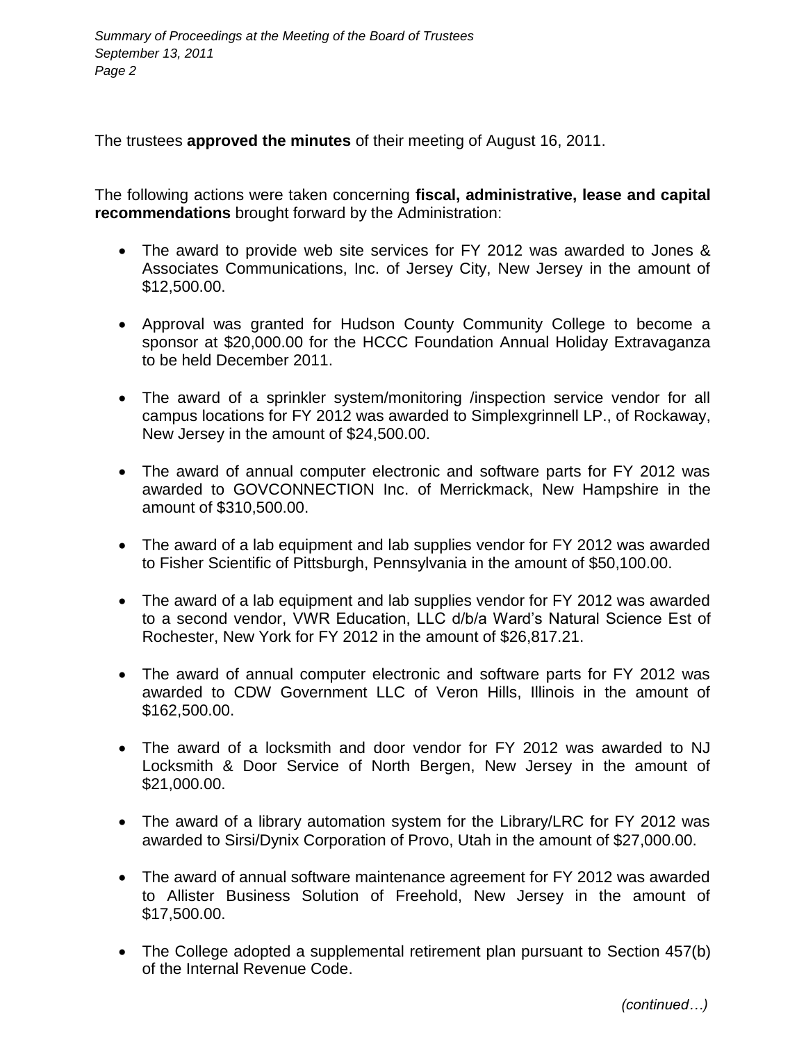The trustees **approved the minutes** of their meeting of August 16, 2011.

The following actions were taken concerning **fiscal, administrative, lease and capital recommendations** brought forward by the Administration:

- The award to provide web site services for FY 2012 was awarded to Jones & Associates Communications, Inc. of Jersey City, New Jersey in the amount of $12,500.00.

- Approval was granted for Hudson County Community College to become a sponsor at $20,000.00 for the HCCC Foundation Annual Holiday Extravaganza to be held December 2011.

- The award of a sprinkler system/monitoring /inspection service vendor for all campus locations for FY 2012 was awarded to Simplexgrinnell LP., of Rockaway, New Jersey in the amount of $24,500.00.

- The award of annual computer electronic and software parts for FY 2012 was awarded to GOVCONNECTION Inc. of Merrickmack, New Hampshire in the amount of $310,500.00.

- The award of a lab equipment and lab supplies vendor for FY 2012 was awarded to Fisher Scientific of Pittsburgh, Pennsylvania in the amount of $50,100.00.

- The award of a lab equipment and lab supplies vendor for FY 2012 was awarded to a second vendor, VWR Education, LLC d/b/a Ward's Natural Science Est of Rochester, New York for FY 2012 in the amount of $26,817.21.

- The award of annual computer electronic and software parts for FY 2012 was awarded to CDW Government LLC of Veron Hills, Illinois in the amount of $162,500.00.

- The award of a locksmith and door vendor for FY 2012 was awarded to NJ Locksmith & Door Service of North Bergen, New Jersey in the amount of $21,000.00.

- The award of a library automation system for the Library/LRC for FY 2012 was awarded to Sirsi/Dynix Corporation of Provo, Utah in the amount of $27,000.00.

- The award of annual software maintenance agreement for FY 2012 was awarded to Allister Business Solution of Freehold, New Jersey in the amount of $17,500.00.

- The College adopted a supplemental retirement plan pursuant to Section 457(b) of the Internal Revenue Code.

*(continued…)*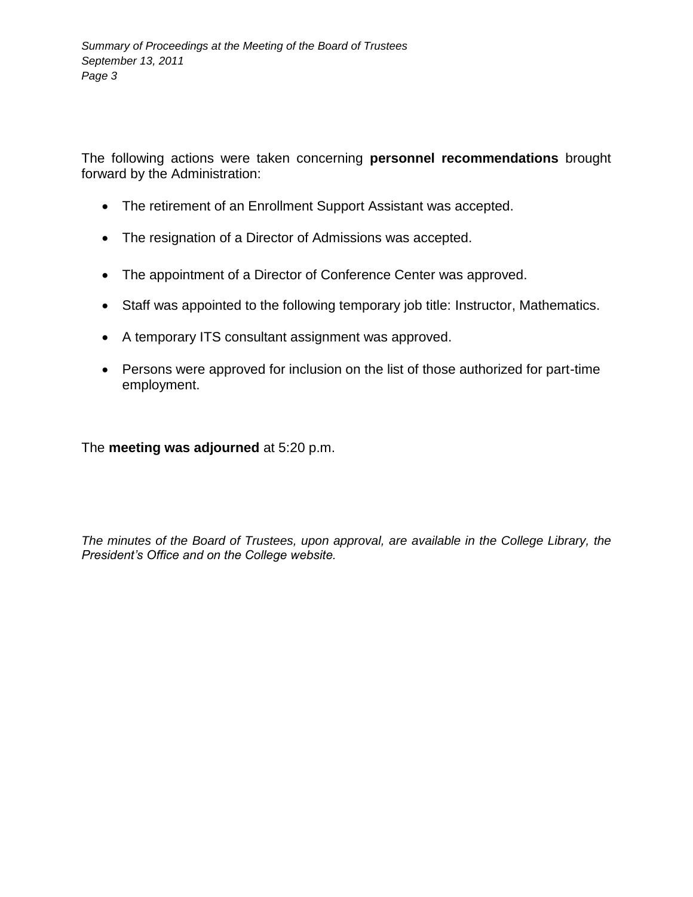The following actions were taken concerning **personnel recommendations** brought forward by the Administration:

- The retirement of an Enrollment Support Assistant was accepted.
- The resignation of a Director of Admissions was accepted.
- The appointment of a Director of Conference Center was approved.
- Staff was appointed to the following temporary job title: Instructor, Mathematics.
- A temporary ITS consultant assignment was approved.
- Persons were approved for inclusion on the list of those authorized for part-time employment.

The **meeting was adjourned** at 5:20 p.m.

*The minutes of the Board of Trustees, upon approval, are available in the College Library, the President's Office and on the College website.*